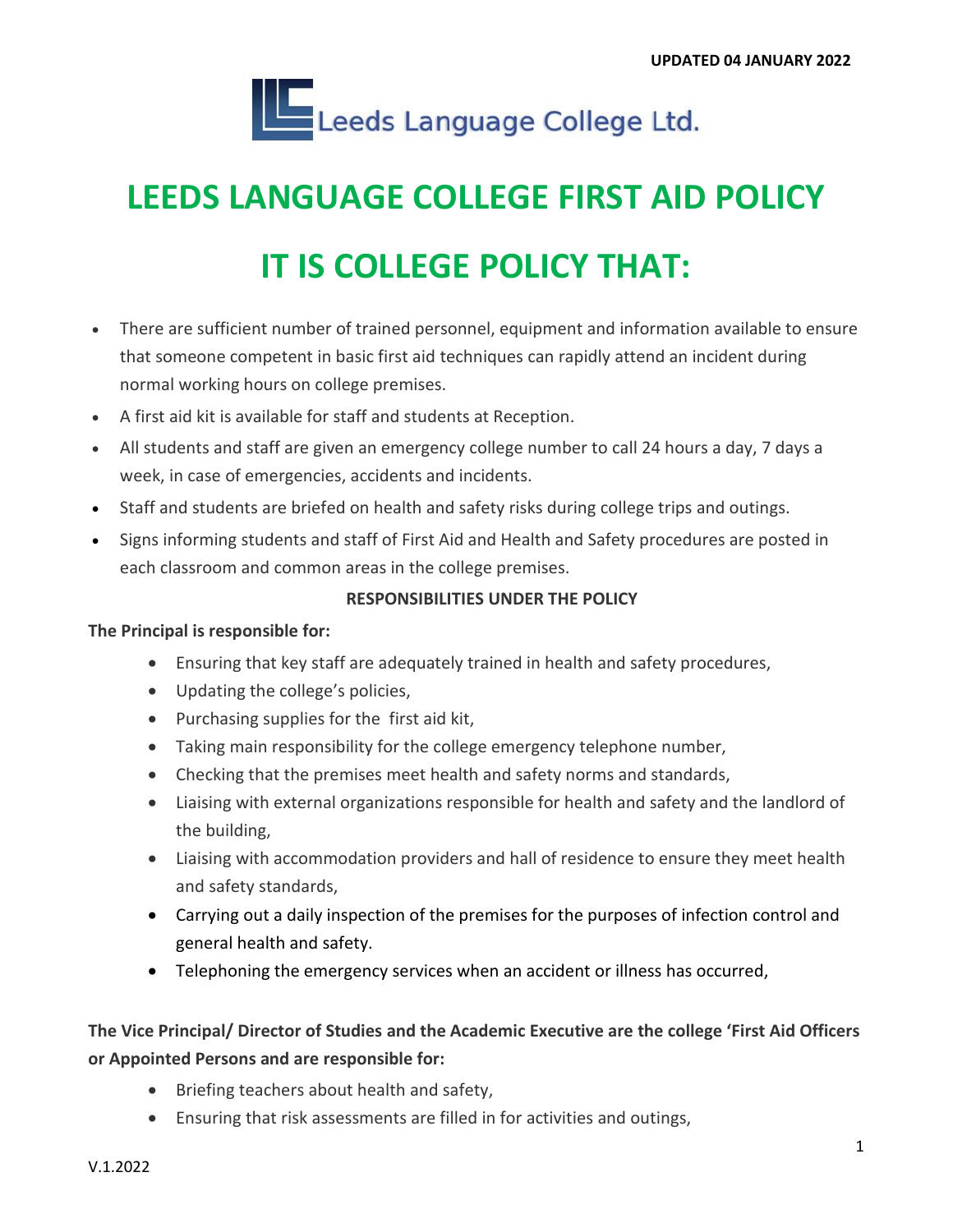UPDATED 04 JANUARY 2022

Leeds Language College Ltd.

# LEEDS LANGUAGE COLLEGE FIRST AID POLICY

# IT IS COLLEGE POLICY THAT:

- There are sufficient number of trained personnel, equipment and information available to ensure that someone competent in basic first aid techniques can rapidly attend an incident during normal working hours on college premises.
- A first aid kit is available for staff and students at Reception.
- All students and staff are given an emergency college number to call 24 hours a day, 7 days a week, in case of emergencies, accidents and incidents.
- Staff and students are briefed on health and safety risks during college trips and outings.
- Signs informing students and staff of First Aid and Health and Safety procedures are posted in each classroom and common areas in the college premises.

**RESPONSIBILITIES UNDER THE POLICY**

**The Principal is responsible for:**

- Ensuring that key staff are adequately trained in health and safety procedures,
- Updating the college's policies,
- Purchasing supplies for the first aid kit,
- Taking main responsibility for the college emergency telephone number,
- Checking that the premises meet health and safety norms and standards,
- Liaising with external organizations responsible for health and safety and the landlord of the building,
- Liaising with accommodation providers and hall of residence to ensure they meet health and safety standards,
- Carrying out a daily inspection of the premises for the purposes of infection control and general health and safety.
- Telephoning the emergency services when an accident or illness has occurred,

**The Vice Principal/ Director of Studies and the Academic Executive are the college 'First Aid Officers or Appointed Persons and are responsible for:**

- Briefing teachers about health and safety,
- Ensuring that risk assessments are filled in for activities and outings,

V.1.2022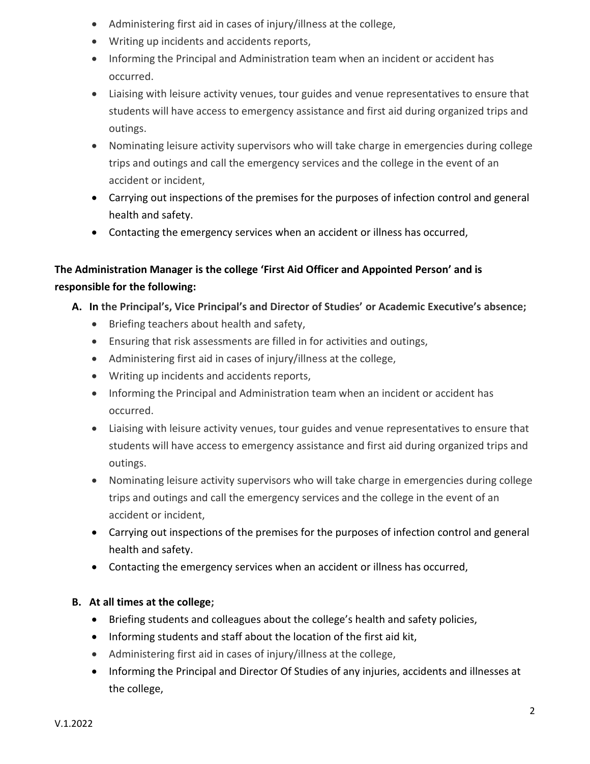- Administering first aid in cases of injury/illness at the college,
- Writing up incidents and accidents reports,
- Informing the Principal and Administration team when an incident or accident has occurred.
- Liaising with leisure activity venues, tour guides and venue representatives to ensure that students will have access to emergency assistance and first aid during organized trips and outings.
- Nominating leisure activity supervisors who will take charge in emergencies during college trips and outings and call the emergency services and the college in the event of an accident or incident,
- Carrying out inspections of the premises for the purposes of infection control and general health and safety.
- Contacting the emergency services when an accident or illness has occurred,

**The Administration Manager is the college 'First Aid Officer and Appointed Person' and is responsible for the following:**

**A. In the Principal's, Vice Principal's and Director of Studies' or Academic Executive's absence;**

- Briefing teachers about health and safety,
- Ensuring that risk assessments are filled in for activities and outings,
- Administering first aid in cases of injury/illness at the college,
- Writing up incidents and accidents reports,
- Informing the Principal and Administration team when an incident or accident has occurred.
- Liaising with leisure activity venues, tour guides and venue representatives to ensure that students will have access to emergency assistance and first aid during organized trips and outings.
- Nominating leisure activity supervisors who will take charge in emergencies during college trips and outings and call the emergency services and the college in the event of an accident or incident,
- Carrying out inspections of the premises for the purposes of infection control and general health and safety.
- Contacting the emergency services when an accident or illness has occurred,

**B. At all times at the college;**

- Briefing students and colleagues about the college's health and safety policies,
- Informing students and staff about the location of the first aid kit,
- Administering first aid in cases of injury/illness at the college,
- Informing the Principal and Director Of Studies of any injuries, accidents and illnesses at the college,

V.1.2022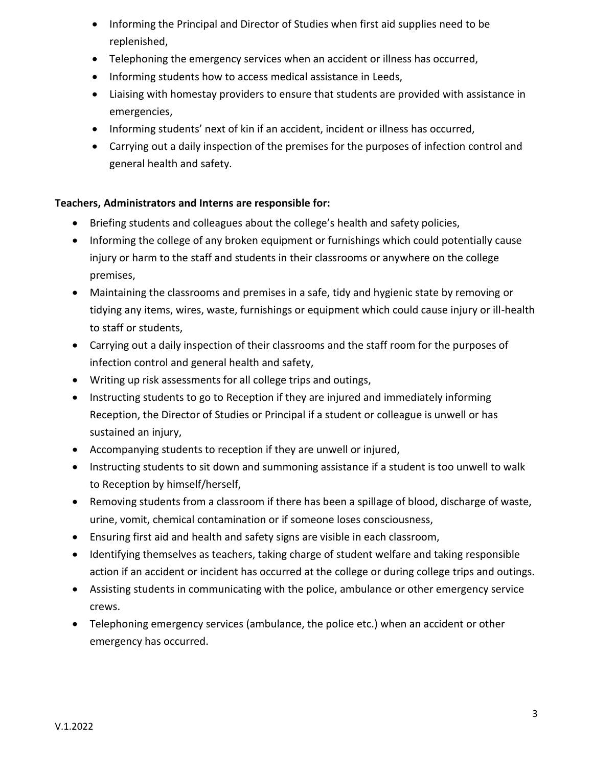- Informing the Principal and Director of Studies when first aid supplies need to be replenished,
- Telephoning the emergency services when an accident or illness has occurred,
- Informing students how to access medical assistance in Leeds,
- Liaising with homestay providers to ensure that students are provided with assistance in emergencies,
- Informing students' next of kin if an accident, incident or illness has occurred,
- Carrying out a daily inspection of the premises for the purposes of infection control and general health and safety.

**Teachers, Administrators and Interns are responsible for:**

- Briefing students and colleagues about the college's health and safety policies,
- Informing the college of any broken equipment or furnishings which could potentially cause injury or harm to the staff and students in their classrooms or anywhere on the college premises,
- Maintaining the classrooms and premises in a safe, tidy and hygienic state by removing or tidying any items, wires, waste, furnishings or equipment which could cause injury or ill-health to staff or students,
- Carrying out a daily inspection of their classrooms and the staff room for the purposes of infection control and general health and safety,
- Writing up risk assessments for all college trips and outings,
- Instructing students to go to Reception if they are injured and immediately informing Reception, the Director of Studies or Principal if a student or colleague is unwell or has sustained an injury,
- Accompanying students to reception if they are unwell or injured,
- Instructing students to sit down and summoning assistance if a student is too unwell to walk to Reception by himself/herself,
- Removing students from a classroom if there has been a spillage of blood, discharge of waste, urine, vomit, chemical contamination or if someone loses consciousness,
- Ensuring first aid and health and safety signs are visible in each classroom,
- Identifying themselves as teachers, taking charge of student welfare and taking responsible action if an accident or incident has occurred at the college or during college trips and outings.
- Assisting students in communicating with the police, ambulance or other emergency service crews.
- Telephoning emergency services (ambulance, the police etc.) when an accident or other emergency has occurred.

V.1.2022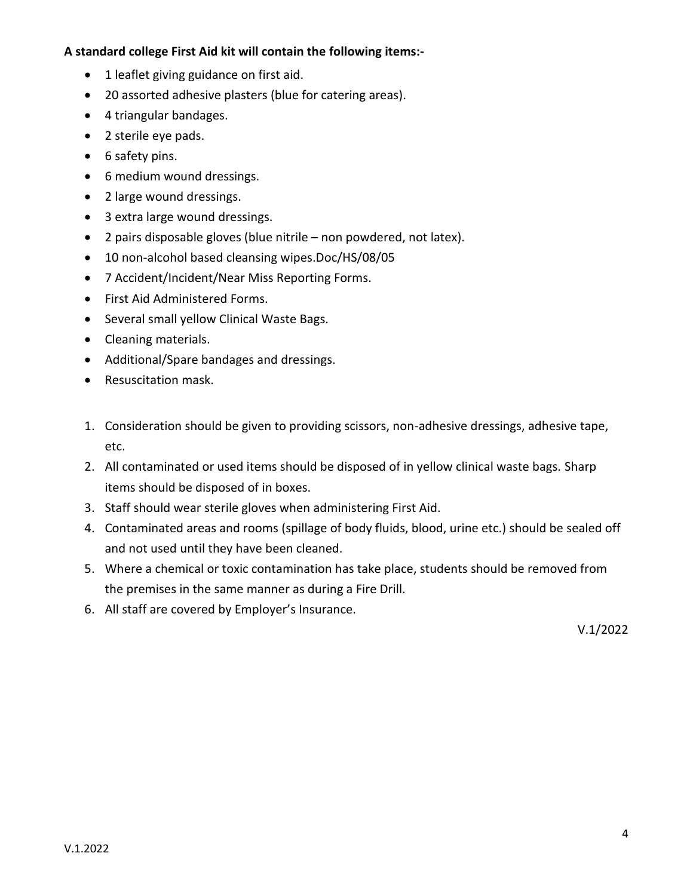**A standard college First Aid kit will contain the following items:-**

- 1 leaflet giving guidance on first aid.
- 20 assorted adhesive plasters (blue for catering areas).
- 4 triangular bandages.
- 2 sterile eye pads.
- 6 safety pins.
- 6 medium wound dressings.
- 2 large wound dressings.
- 3 extra large wound dressings.
- 2 pairs disposable gloves (blue nitrile – non powdered, not latex).
- 10 non-alcohol based cleansing wipes.Doc/HS/08/05
- 7 Accident/Incident/Near Miss Reporting Forms.
- First Aid Administered Forms.
- Several small yellow Clinical Waste Bags.
- Cleaning materials.
- Additional/Spare bandages and dressings.
- Resuscitation mask.

1. Consideration should be given to providing scissors, non-adhesive dressings, adhesive tape, etc.
2. All contaminated or used items should be disposed of in yellow clinical waste bags. Sharp items should be disposed of in boxes.
3. Staff should wear sterile gloves when administering First Aid.
4. Contaminated areas and rooms (spillage of body fluids, blood, urine etc.) should be sealed off and not used until they have been cleaned.
5. Where a chemical or toxic contamination has take place, students should be removed from the premises in the same manner as during a Fire Drill.
6. All staff are covered by Employer's Insurance.

V.1/2022